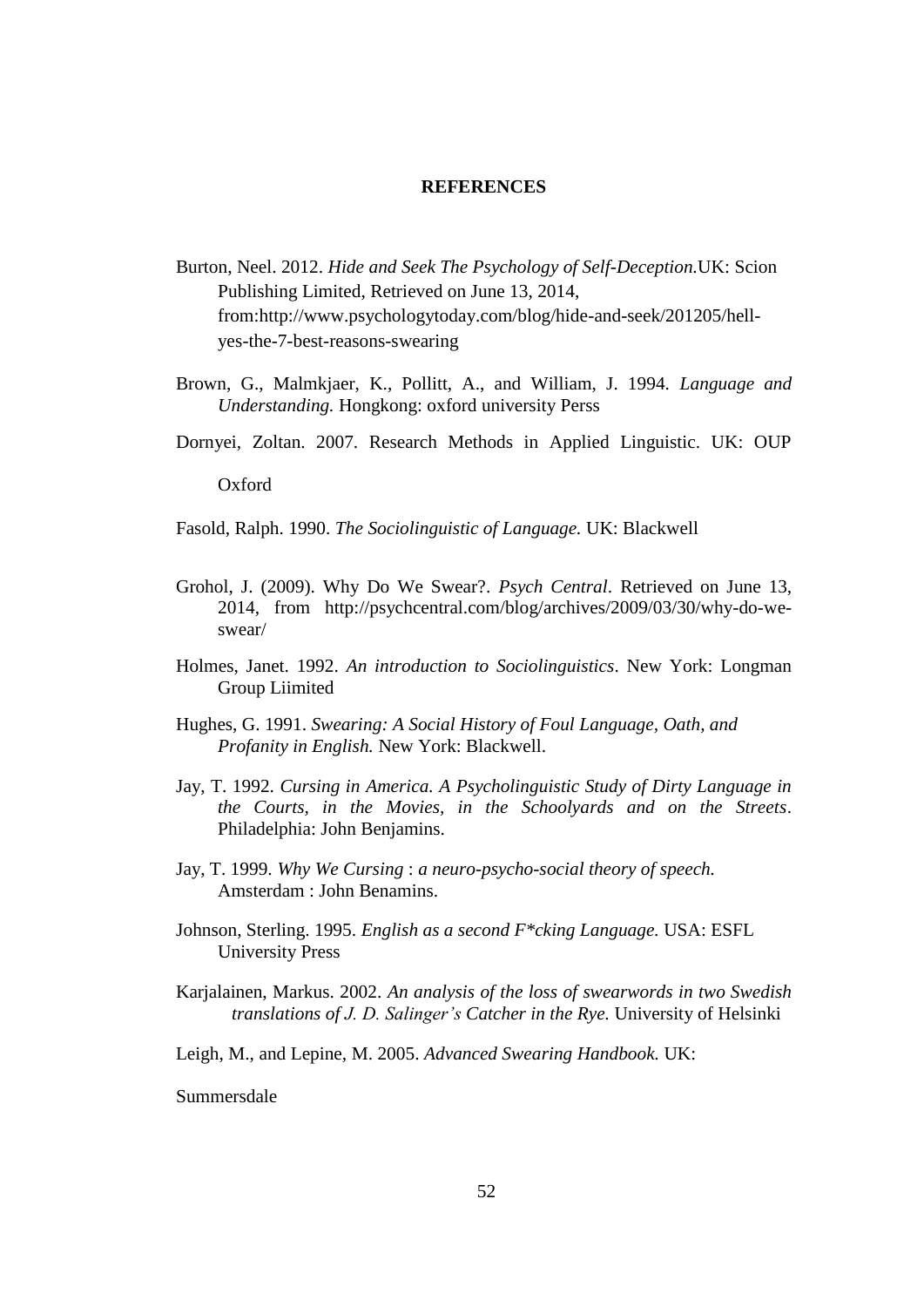## REFERENCES

Burton, Neel. 2012. *Hide and Seek The Psychology of Self-Deception.*UK: Scion Publishing Limited, Retrieved on June 13, 2014, from:http://www.psychologytoday.com/blog/hide-and-seek/201205/hell-yes-the-7-best-reasons-swearing

Brown, G., Malmkjaer, K., Pollitt, A., and William, J. 1994. *Language and Understanding.* Hongkong: oxford university Perss

Dornyei, Zoltan. 2007. Research Methods in Applied Linguistic. UK: OUP Oxford

Fasold, Ralph. 1990. *The Sociolinguistic of Language.* UK: Blackwell

Grohol, J. (2009). Why Do We Swear?. *Psych Central*. Retrieved on June 13, 2014, from http://psychcentral.com/blog/archives/2009/03/30/why-do-we-swear/

Holmes, Janet. 1992. *An introduction to Sociolinguistics*. New York: Longman Group Liimited

Hughes, G. 1991. *Swearing: A Social History of Foul Language, Oath, and Profanity in English.* New York: Blackwell.

Jay, T. 1992. *Cursing in America. A Psycholinguistic Study of Dirty Language in the Courts, in the Movies, in the Schoolyards and on the Streets*. Philadelphia: John Benjamins.

Jay, T. 1999. *Why We Cursing* : *a neuro-psycho-social theory of speech.* Amsterdam : John Benamins.

Johnson, Sterling. 1995. *English as a second F*cking Language.* USA: ESFL University Press

Karjalainen, Markus. 2002. *An analysis of the loss of swearwords in two Swedish translations of J. D. Salinger's Catcher in the Rye.* University of Helsinki

Leigh, M., and Lepine, M. 2005. *Advanced Swearing Handbook.* UK: Summersdale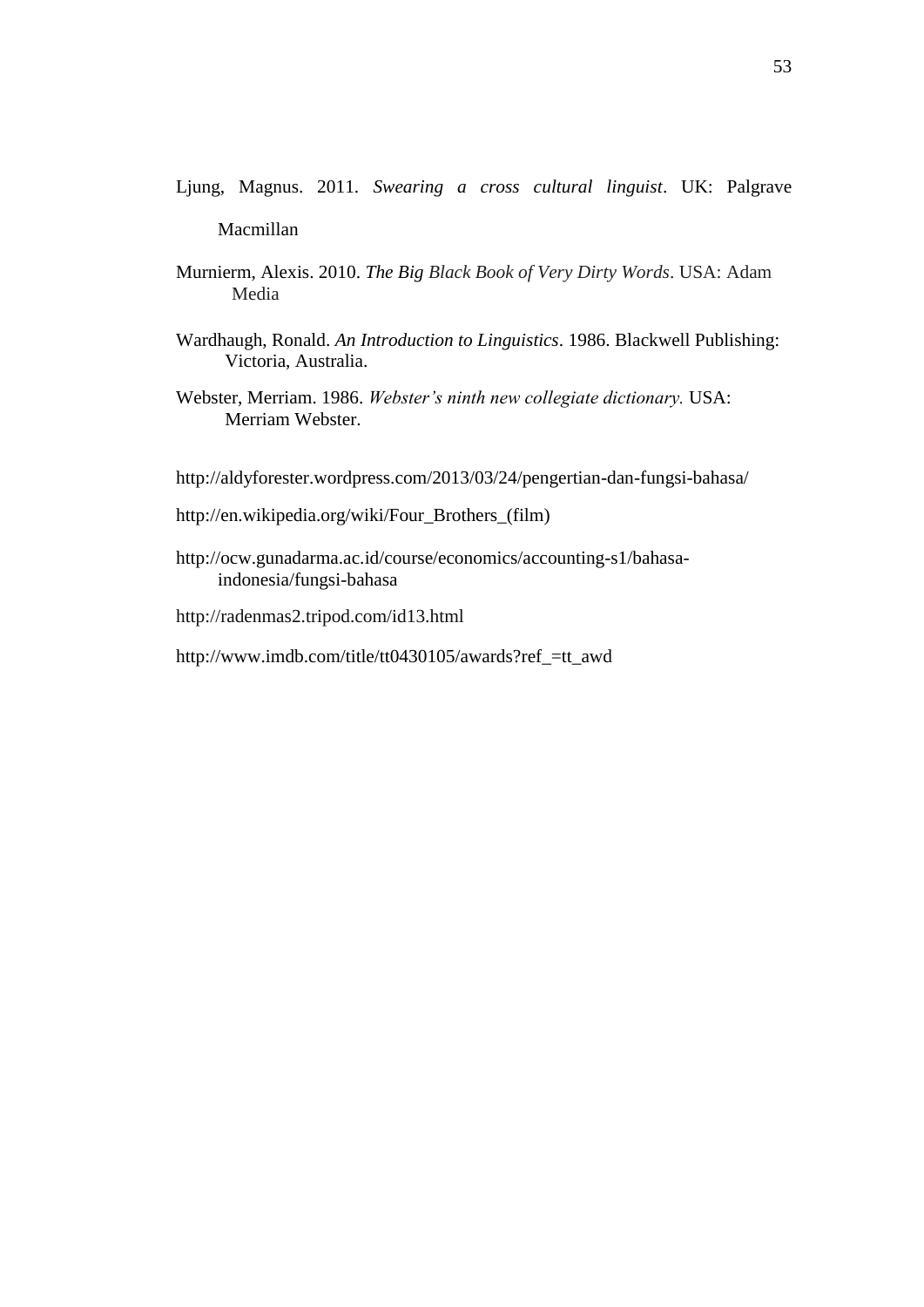Ljung, Magnus. 2011. *Swearing a cross cultural linguist*. UK: Palgrave Macmillan

Murnierm, Alexis. 2010. *The Big Black Book of Very Dirty Words*. USA: Adam Media

Wardhaugh, Ronald. *An Introduction to Linguistics*. 1986. Blackwell Publishing: Victoria, Australia.

Webster, Merriam. 1986. *Webster's ninth new collegiate dictionary.* USA: Merriam Webster.

http://aldyforester.wordpress.com/2013/03/24/pengertian-dan-fungsi-bahasa/

http://en.wikipedia.org/wiki/Four_Brothers_(film)

http://ocw.gunadarma.ac.id/course/economics/accounting-s1/bahasa-indonesia/fungsi-bahasa

http://radenmas2.tripod.com/id13.html

http://www.imdb.com/title/tt0430105/awards?ref_=tt_awd